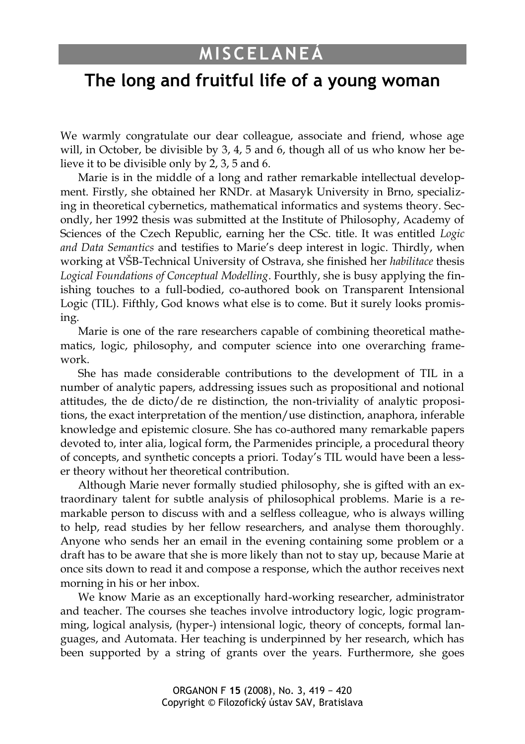# MISCELANEÁ

## The long and fruitful life of a young woman

We warmly congratulate our dear colleague, associate and friend, whose age will, in October, be divisible by 3, 4, 5 and 6, though all of us who know her believe it to be divisible only by 2, 3, 5 and 6.

Marie is in the middle of a long and rather remarkable intellectual development. Firstly, she obtained her RNDr. at Masaryk University in Brno, specializing in theoretical cybernetics, mathematical informatics and systems theory. Secondly, her 1992 thesis was submitted at the Institute of Philosophy, Academy of Sciences of the Czech Republic, earning her the CSc. title. It was entitled *Logic and Data Semantics* and testifies to Marie's deep interest in logic. Thirdly, when working at VŠB-Technical University of Ostrava, she finished her *habilitace* thesis *Logical Foundations of Conceptual Modelling*. Fourthly, she is busy applying the finishing touches to a full-bodied, co-authored book on Transparent Intensional Logic (TIL). Fifthly, God knows what else is to come. But it surely looks promising.

Marie is one of the rare researchers capable of combining theoretical mathematics, logic, philosophy, and computer science into one overarching framework.

She has made considerable contributions to the development of TIL in a number of analytic papers, addressing issues such as propositional and notional attitudes, the de dicto/de re distinction, the non-triviality of analytic propositions, the exact interpretation of the mention/use distinction, anaphora, inferable knowledge and epistemic closure. She has co-authored many remarkable papers devoted to, inter alia, logical form, the Parmenides principle, a procedural theory of concepts, and synthetic concepts a priori. Today's TIL would have been a lesser theory without her theoretical contribution.

Although Marie never formally studied philosophy, she is gifted with an extraordinary talent for subtle analysis of philosophical problems. Marie is a remarkable person to discuss with and a selfless colleague, who is always willing to help, read studies by her fellow researchers, and analyse them thoroughly. Anyone who sends her an email in the evening containing some problem or a draft has to be aware that she is more likely than not to stay up, because Marie at once sits down to read it and compose a response, which the author receives next morning in his or her inbox.

We know Marie as an exceptionally hard-working researcher, administrator and teacher. The courses she teaches involve introductory logic, logic programming, logical analysis, (hyper-) intensional logic, theory of concepts, formal languages, and Automata. Her teaching is underpinned by her research, which has been supported by a string of grants over the years. Furthermore, she goes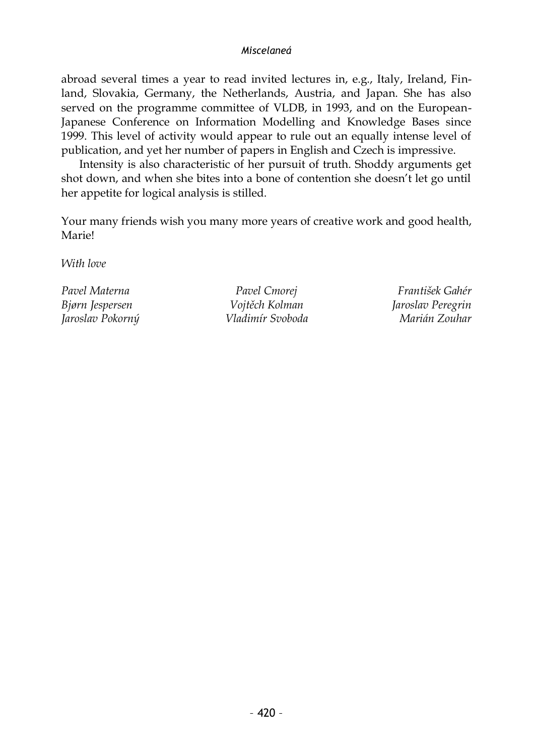abroad several times a year to read invited lectures in, e.g., Italy, Ireland, Finland, Slovakia, Germany, the Netherlands, Austria, and Japan. She has also served on the programme committee of VLDB, in 1993, and on the European-Japanese Conference on Information Modelling and Knowledge Bases since 1999. This level of activity would appear to rule out an equally intense level of publication, and yet her number of papers in English and Czech is impressive.

Intensity is also characteristic of her pursuit of truth. Shoddy arguments get shot down, and when she bites into a bone of contention she doesn't let go until her appetite for logical analysis is stilled.

Your many friends wish you many more years of creative work and good health, Marie!

*With love*

*Pavel Materna*  
*Bjørn Jespersen*  
*Jaroslav Pokorný*  
*Pavel Cmorej*  
*Vojtěch Kolman*  
*Vladimír Svoboda*  
*František Gahér*  
*Jaroslav Peregrin*  
*Marián Zouhar*